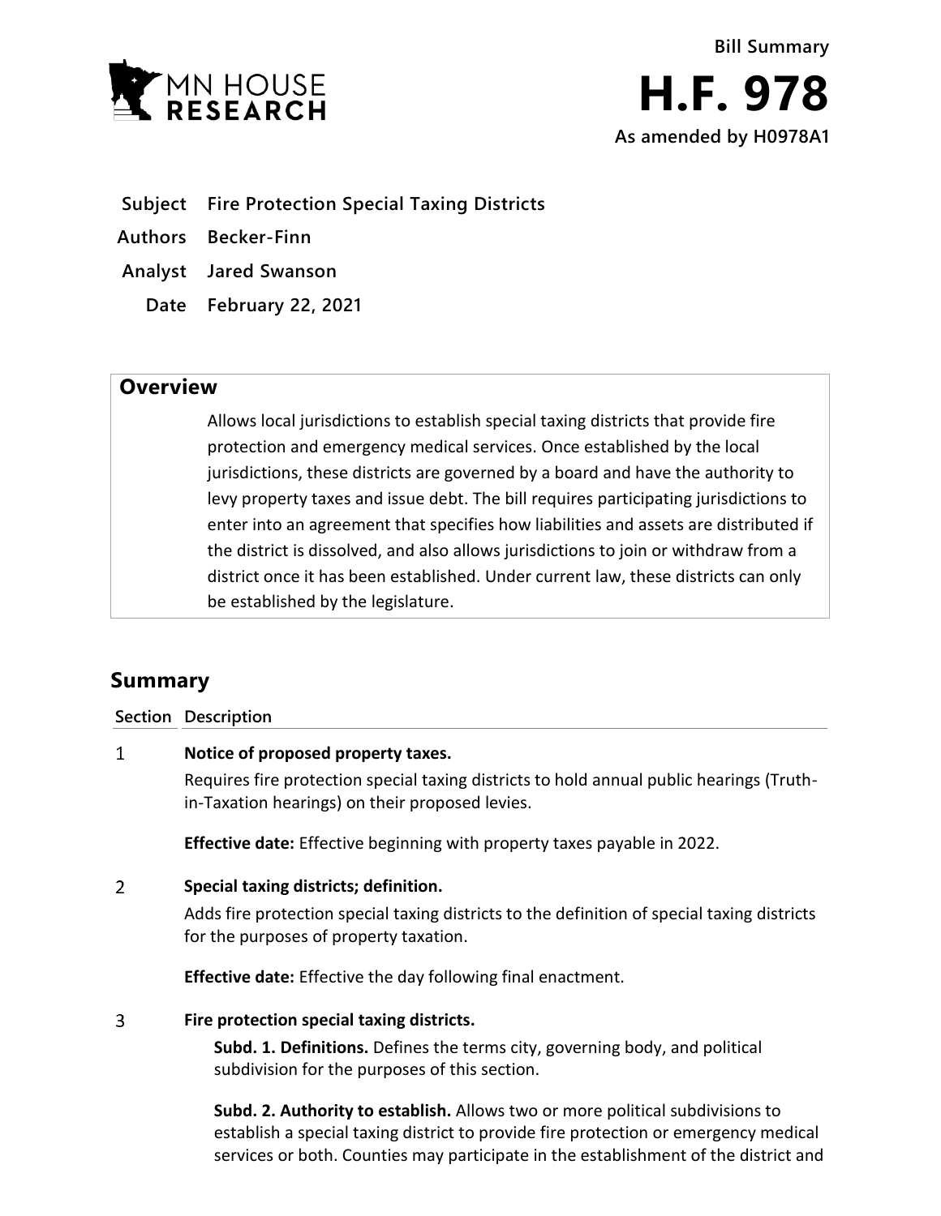MN HOUSE RESEARCH

**Bill Summary**

# H.F. 978

**As amended by H0978A1**

**Subject** Fire Protection Special Taxing Districts

**Authors** Becker-Finn

**Analyst** Jared Swanson

**Date** February 22, 2021

## Overview

Allows local jurisdictions to establish special taxing districts that provide fire protection and emergency medical services. Once established by the local jurisdictions, these districts are governed by a board and have the authority to levy property taxes and issue debt. The bill requires participating jurisdictions to enter into an agreement that specifies how liabilities and assets are distributed if the district is dissolved, and also allows jurisdictions to join or withdraw from a district once it has been established. Under current law, these districts can only be established by the legislature.

## Summary

**Section Description**

1 **Notice of proposed property taxes.**

Requires fire protection special taxing districts to hold annual public hearings (Truth-in-Taxation hearings) on their proposed levies.

**Effective date:** Effective beginning with property taxes payable in 2022.

2 **Special taxing districts; definition.**

Adds fire protection special taxing districts to the definition of special taxing districts for the purposes of property taxation.

**Effective date:** Effective the day following final enactment.

3 **Fire protection special taxing districts.**

**Subd. 1. Definitions.** Defines the terms city, governing body, and political subdivision for the purposes of this section.

**Subd. 2. Authority to establish.** Allows two or more political subdivisions to establish a special taxing district to provide fire protection or emergency medical services or both. Counties may participate in the establishment of the district and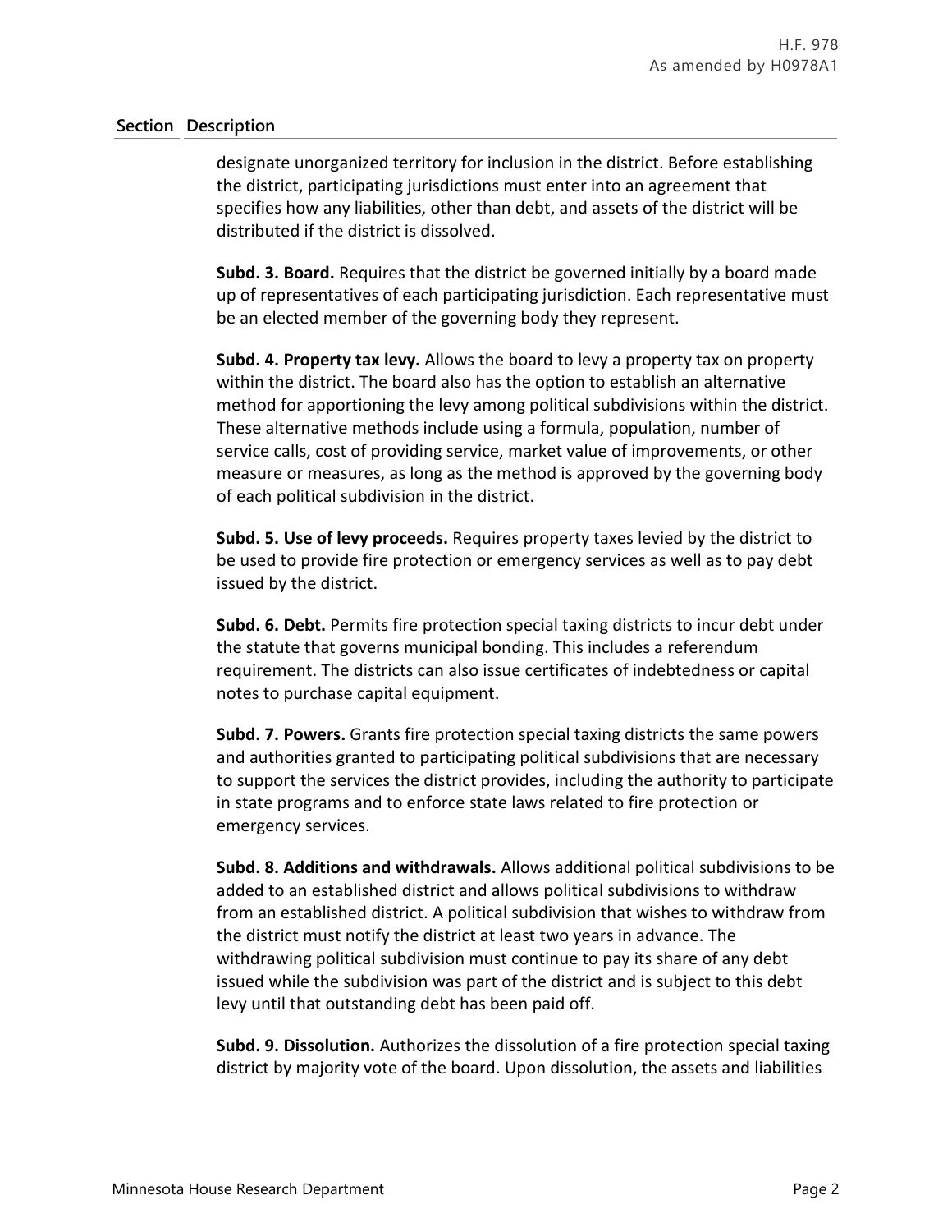| Section | Description |
|---|---|
| | designate unorganized territory for inclusion in the district. Before establishing the district, participating jurisdictions must enter into an agreement that specifies how any liabilities, other than debt, and assets of the district will be distributed if the district is dissolved. |

**Subd. 3. Board.** Requires that the district be governed initially by a board made up of representatives of each participating jurisdiction. Each representative must be an elected member of the governing body they represent.

**Subd. 4. Property tax levy.** Allows the board to levy a property tax on property within the district. The board also has the option to establish an alternative method for apportioning the levy among political subdivisions within the district. These alternative methods include using a formula, population, number of service calls, cost of providing service, market value of improvements, or other measure or measures, as long as the method is approved by the governing body of each political subdivision in the district.

**Subd. 5. Use of levy proceeds.** Requires property taxes levied by the district to be used to provide fire protection or emergency services as well as to pay debt issued by the district.

**Subd. 6. Debt.** Permits fire protection special taxing districts to incur debt under the statute that governs municipal bonding. This includes a referendum requirement. The districts can also issue certificates of indebtedness or capital notes to purchase capital equipment.

**Subd. 7. Powers.** Grants fire protection special taxing districts the same powers and authorities granted to participating political subdivisions that are necessary to support the services the district provides, including the authority to participate in state programs and to enforce state laws related to fire protection or emergency services.

**Subd. 8. Additions and withdrawals.** Allows additional political subdivisions to be added to an established district and allows political subdivisions to withdraw from an established district. A political subdivision that wishes to withdraw from the district must notify the district at least two years in advance. The withdrawing political subdivision must continue to pay its share of any debt issued while the subdivision was part of the district and is subject to this debt levy until that outstanding debt has been paid off.

**Subd. 9. Dissolution.** Authorizes the dissolution of a fire protection special taxing district by majority vote of the board. Upon dissolution, the assets and liabilities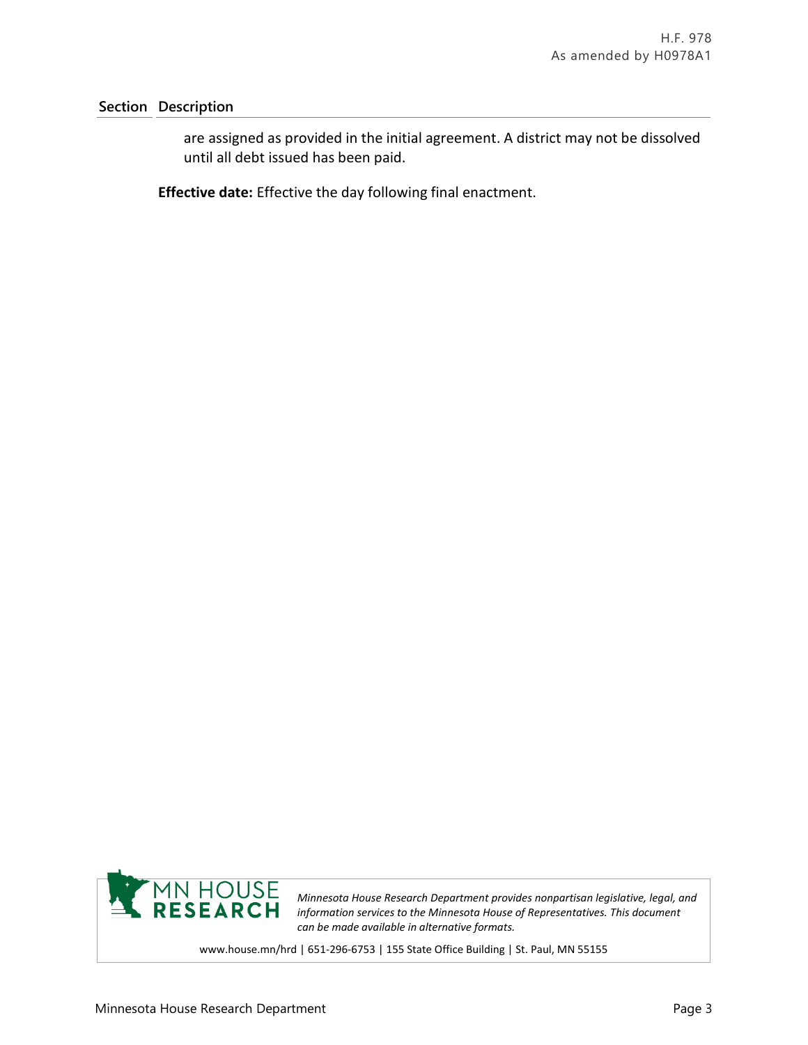| Section | Description |
|---|---|
| | are assigned as provided in the initial agreement. A district may not be dissolved until all debt issued has been paid. |
| | **Effective date:** Effective the day following final enactment. |

*Minnesota House Research Department provides nonpartisan legislative, legal, and information services to the Minnesota House of Representatives. This document can be made available in alternative formats.*

www.house.mn/hrd | 651-296-6753 | 155 State Office Building | St. Paul, MN 55155